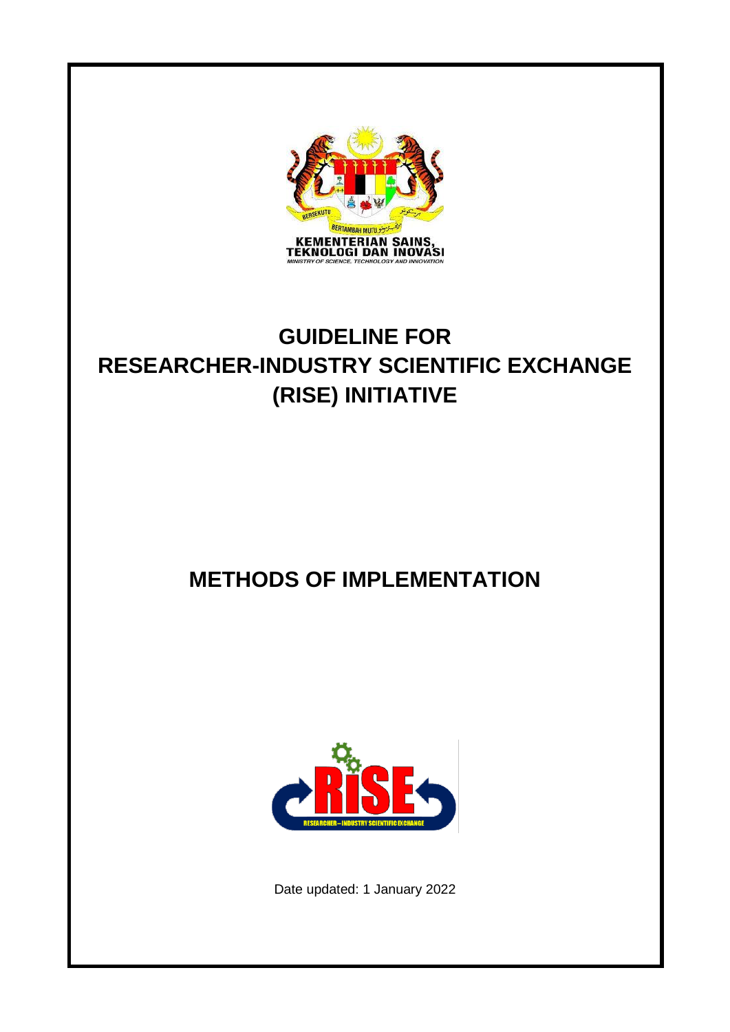KEMENTERIAN SAINS, TEKNOLOGI DAN INOVASI

MINISTRY OF SCIENCE, TECHNOLOGY AND INNOVATION

# GUIDELINE FOR RESEARCHER-INDUSTRY SCIENTIFIC EXCHANGE (RISE) INITIATIVE

# METHODS OF IMPLEMENTATION

Date updated: 1 January 2022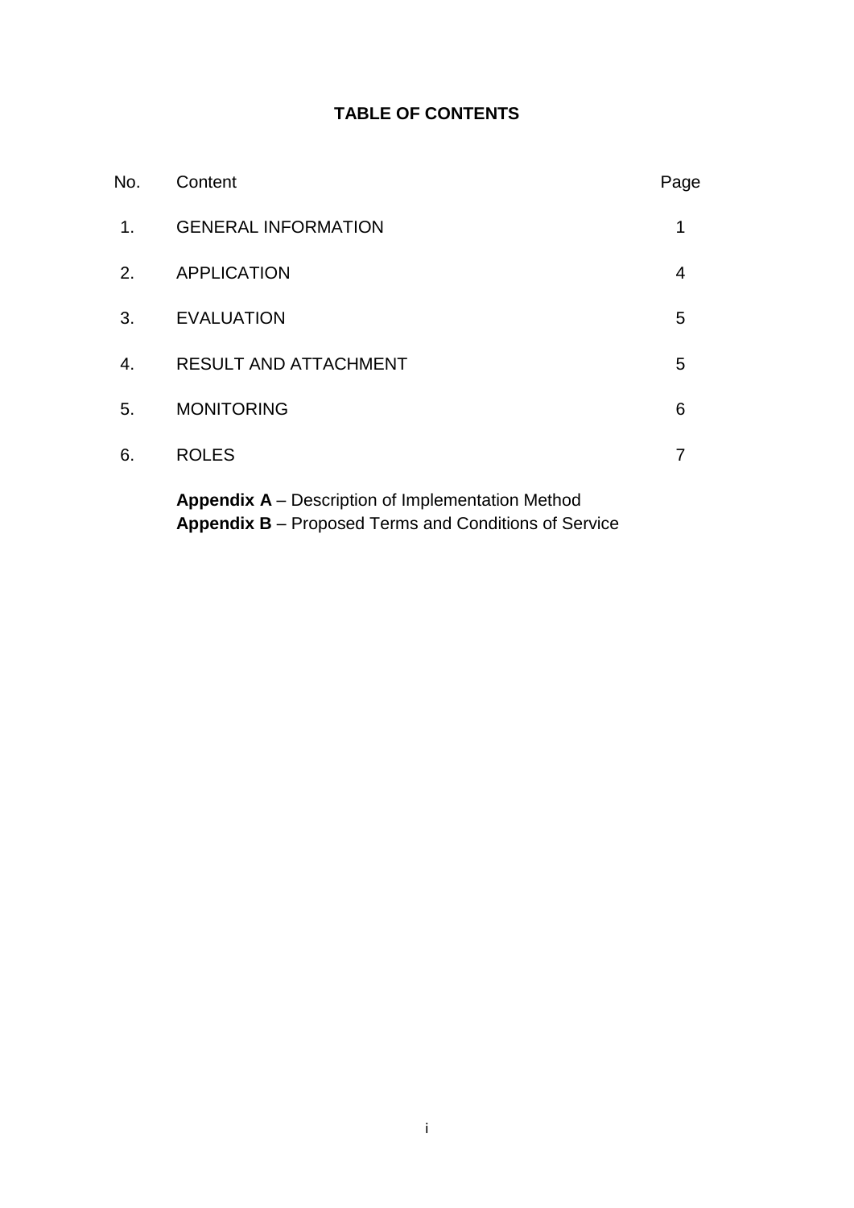# TABLE OF CONTENTS

| No. | Content | Page |
| --- | --- | --- |
| 1. | GENERAL INFORMATION | 1 |
| 2. | APPLICATION | 4 |
| 3. | EVALUATION | 5 |
| 4. | RESULT AND ATTACHMENT | 5 |
| 5. | MONITORING | 6 |
| 6. | ROLES | 7 |

**Appendix A** – Description of Implementation Method
**Appendix B** – Proposed Terms and Conditions of Service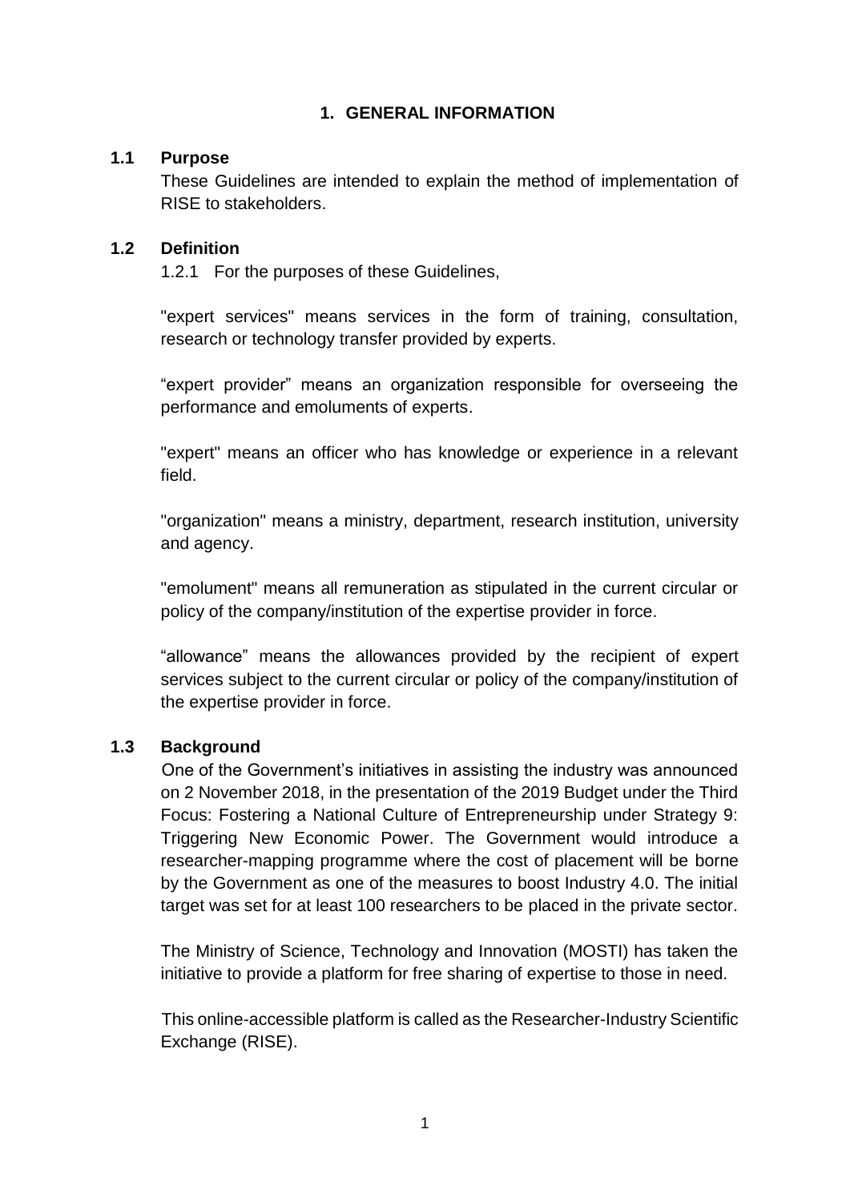# 1. GENERAL INFORMATION

## 1.1 Purpose

These Guidelines are intended to explain the method of implementation of RISE to stakeholders.

## 1.2 Definition

1.2.1 For the purposes of these Guidelines,

"expert services" means services in the form of training, consultation, research or technology transfer provided by experts.

“expert provider” means an organization responsible for overseeing the performance and emoluments of experts.

"expert" means an officer who has knowledge or experience in a relevant field.

"organization" means a ministry, department, research institution, university and agency.

"emolument" means all remuneration as stipulated in the current circular or policy of the company/institution of the expertise provider in force.

“allowance” means the allowances provided by the recipient of expert services subject to the current circular or policy of the company/institution of the expertise provider in force.

## 1.3 Background

One of the Government’s initiatives in assisting the industry was announced on 2 November 2018, in the presentation of the 2019 Budget under the Third Focus: Fostering a National Culture of Entrepreneurship under Strategy 9: Triggering New Economic Power. The Government would introduce a researcher-mapping programme where the cost of placement will be borne by the Government as one of the measures to boost Industry 4.0. The initial target was set for at least 100 researchers to be placed in the private sector.

The Ministry of Science, Technology and Innovation (MOSTI) has taken the initiative to provide a platform for free sharing of expertise to those in need.

This online-accessible platform is called as the Researcher-Industry Scientific Exchange (RISE).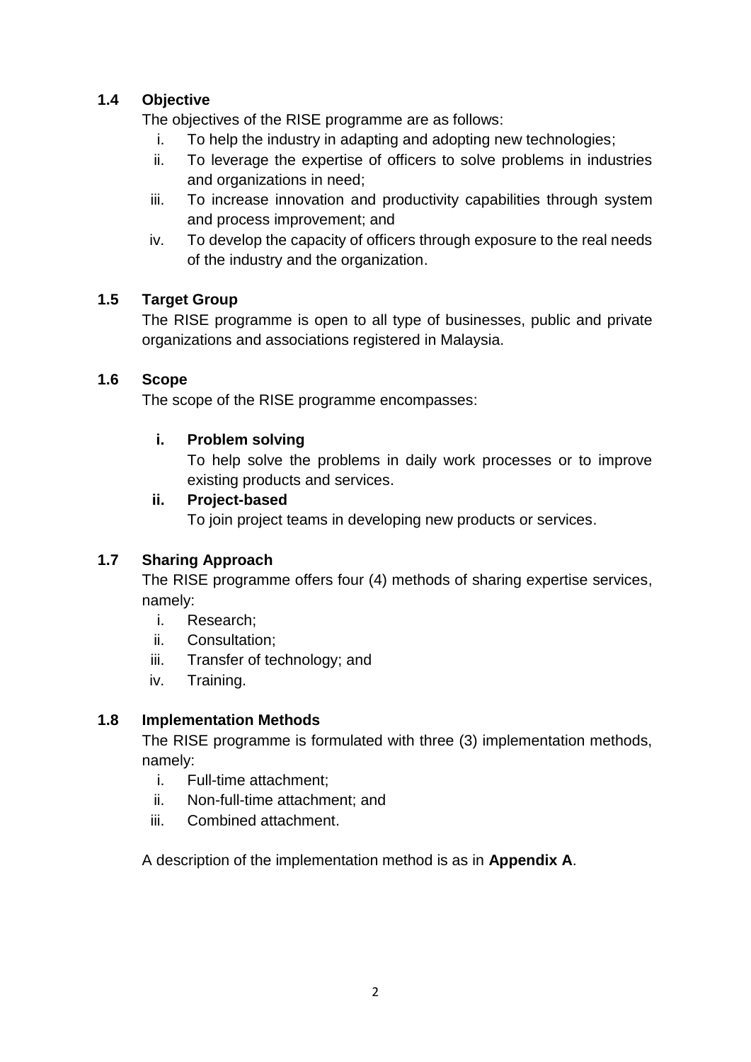### 1.4 Objective

The objectives of the RISE programme are as follows:

i. To help the industry in adapting and adopting new technologies;
ii. To leverage the expertise of officers to solve problems in industries and organizations in need;
iii. To increase innovation and productivity capabilities through system and process improvement; and
iv. To develop the capacity of officers through exposure to the real needs of the industry and the organization.

### 1.5 Target Group

The RISE programme is open to all type of businesses, public and private organizations and associations registered in Malaysia.

### 1.6 Scope

The scope of the RISE programme encompasses:

**i. Problem solving**

To help solve the problems in daily work processes or to improve existing products and services.

**ii. Project-based**

To join project teams in developing new products or services.

### 1.7 Sharing Approach

The RISE programme offers four (4) methods of sharing expertise services, namely:

i. Research;
ii. Consultation;
iii. Transfer of technology; and
iv. Training.

### 1.8 Implementation Methods

The RISE programme is formulated with three (3) implementation methods, namely:

i. Full-time attachment;
ii. Non-full-time attachment; and
iii. Combined attachment.

A description of the implementation method is as in **Appendix A**.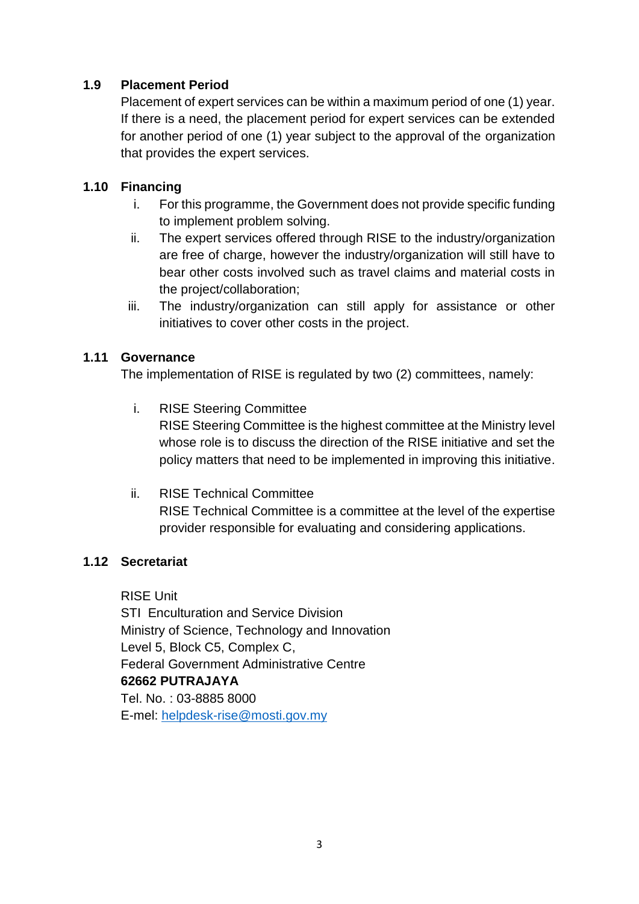### 1.9 Placement Period

Placement of expert services can be within a maximum period of one (1) year. If there is a need, the placement period for expert services can be extended for another period of one (1) year subject to the approval of the organization that provides the expert services.

### 1.10 Financing

i. For this programme, the Government does not provide specific funding to implement problem solving.

ii. The expert services offered through RISE to the industry/organization are free of charge, however the industry/organization will still have to bear other costs involved such as travel claims and material costs in the project/collaboration;

iii. The industry/organization can still apply for assistance or other initiatives to cover other costs in the project.

### 1.11 Governance

The implementation of RISE is regulated by two (2) committees, namely:

i. RISE Steering Committee
RISE Steering Committee is the highest committee at the Ministry level whose role is to discuss the direction of the RISE initiative and set the policy matters that need to be implemented in improving this initiative.

ii. RISE Technical Committee
RISE Technical Committee is a committee at the level of the expertise provider responsible for evaluating and considering applications.

### 1.12 Secretariat

RISE Unit
STI Enculturation and Service Division
Ministry of Science, Technology and Innovation
Level 5, Block C5, Complex C,
Federal Government Administrative Centre
**62662 PUTRAJAYA**
Tel. No. : 03-8885 8000
E-mel: helpdesk-rise@mosti.gov.my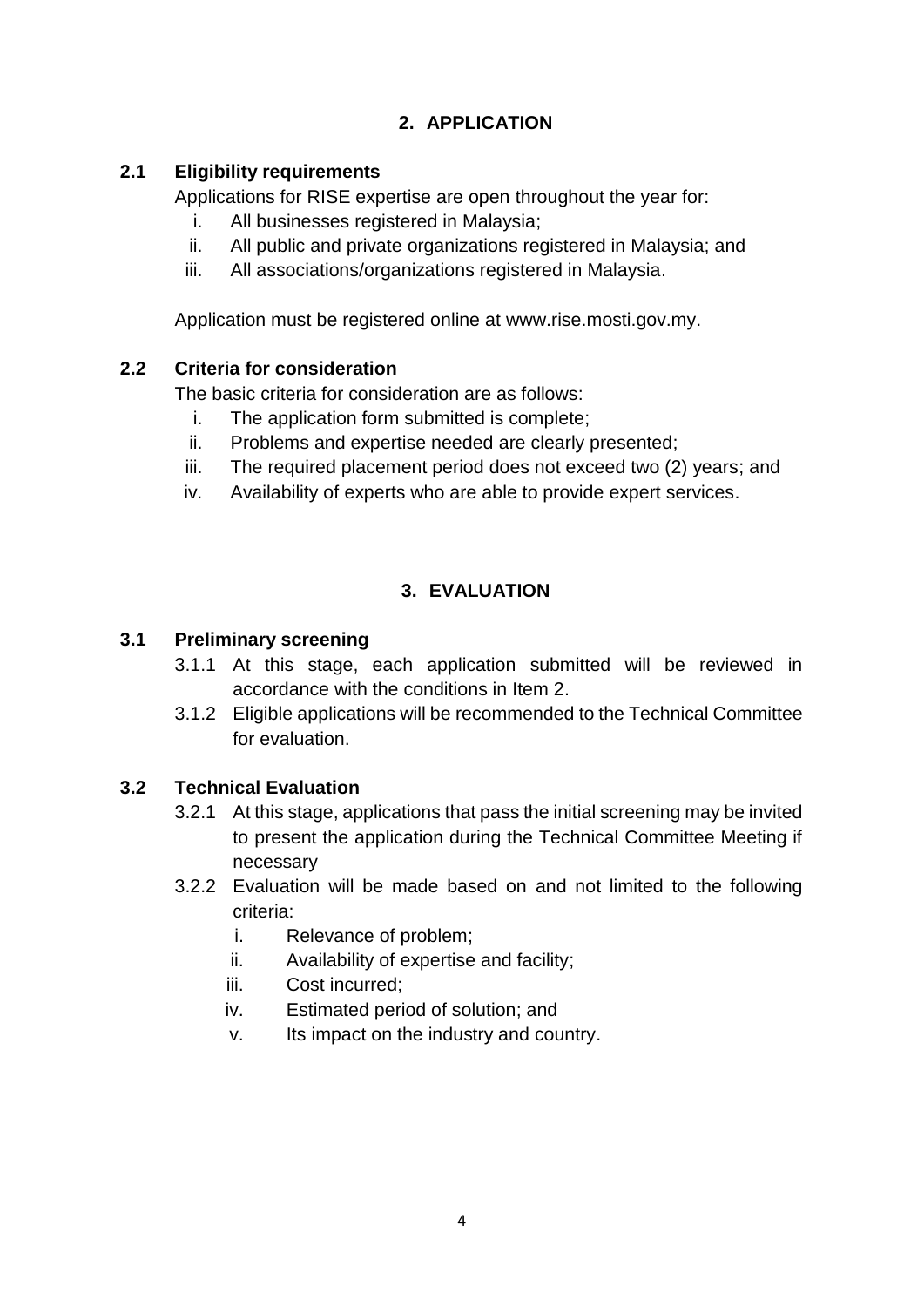## 2. APPLICATION

### 2.1 Eligibility requirements

Applications for RISE expertise are open throughout the year for:

i. All businesses registered in Malaysia;
ii. All public and private organizations registered in Malaysia; and
iii. All associations/organizations registered in Malaysia.

Application must be registered online at www.rise.mosti.gov.my.

### 2.2 Criteria for consideration

The basic criteria for consideration are as follows:

i. The application form submitted is complete;
ii. Problems and expertise needed are clearly presented;
iii. The required placement period does not exceed two (2) years; and
iv. Availability of experts who are able to provide expert services.

## 3. EVALUATION

### 3.1 Preliminary screening

3.1.1 At this stage, each application submitted will be reviewed in accordance with the conditions in Item 2.

3.1.2 Eligible applications will be recommended to the Technical Committee for evaluation.

### 3.2 Technical Evaluation

3.2.1 At this stage, applications that pass the initial screening may be invited to present the application during the Technical Committee Meeting if necessary

3.2.2 Evaluation will be made based on and not limited to the following criteria:

i. Relevance of problem;
ii. Availability of expertise and facility;
iii. Cost incurred;
iv. Estimated period of solution; and
v. Its impact on the industry and country.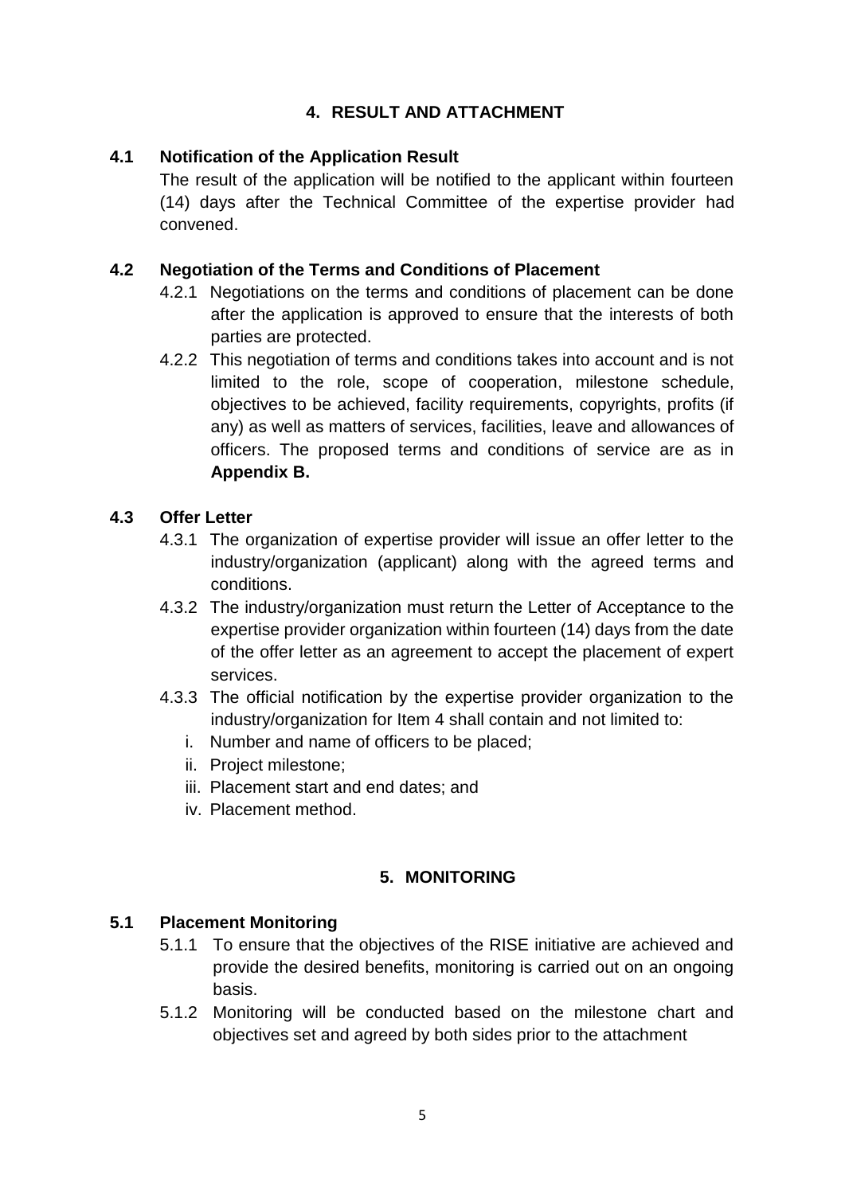## 4. RESULT AND ATTACHMENT

### 4.1 Notification of the Application Result

The result of the application will be notified to the applicant within fourteen (14) days after the Technical Committee of the expertise provider had convened.

### 4.2 Negotiation of the Terms and Conditions of Placement

4.2.1 Negotiations on the terms and conditions of placement can be done after the application is approved to ensure that the interests of both parties are protected.

4.2.2 This negotiation of terms and conditions takes into account and is not limited to the role, scope of cooperation, milestone schedule, objectives to be achieved, facility requirements, copyrights, profits (if any) as well as matters of services, facilities, leave and allowances of officers. The proposed terms and conditions of service are as in **Appendix B.**

### 4.3 Offer Letter

4.3.1 The organization of expertise provider will issue an offer letter to the industry/organization (applicant) along with the agreed terms and conditions.

4.3.2 The industry/organization must return the Letter of Acceptance to the expertise provider organization within fourteen (14) days from the date of the offer letter as an agreement to accept the placement of expert services.

4.3.3 The official notification by the expertise provider organization to the industry/organization for Item 4 shall contain and not limited to:

i. Number and name of officers to be placed;
ii. Project milestone;
iii. Placement start and end dates; and
iv. Placement method.

## 5. MONITORING

### 5.1 Placement Monitoring

5.1.1 To ensure that the objectives of the RISE initiative are achieved and provide the desired benefits, monitoring is carried out on an ongoing basis.

5.1.2 Monitoring will be conducted based on the milestone chart and objectives set and agreed by both sides prior to the attachment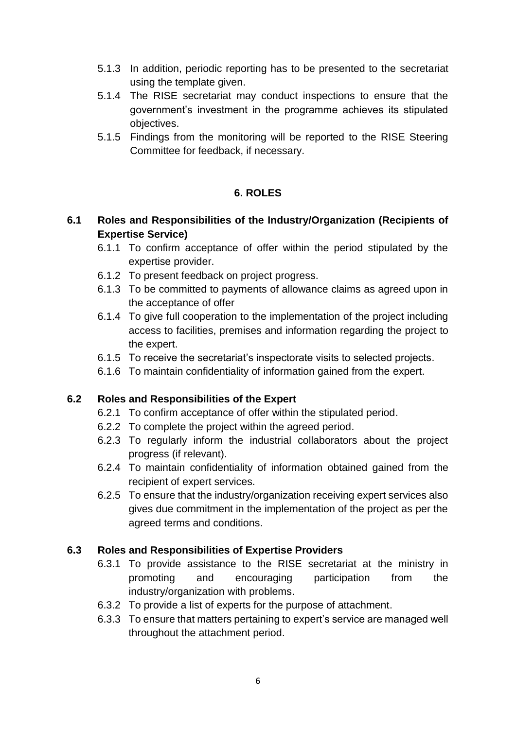5.1.3 In addition, periodic reporting has to be presented to the secretariat using the template given.

5.1.4 The RISE secretariat may conduct inspections to ensure that the government's investment in the programme achieves its stipulated objectives.

5.1.5 Findings from the monitoring will be reported to the RISE Steering Committee for feedback, if necessary.

## 6. ROLES

### 6.1 Roles and Responsibilities of the Industry/Organization (Recipients of Expertise Service)

6.1.1 To confirm acceptance of offer within the period stipulated by the expertise provider.

6.1.2 To present feedback on project progress.

6.1.3 To be committed to payments of allowance claims as agreed upon in the acceptance of offer

6.1.4 To give full cooperation to the implementation of the project including access to facilities, premises and information regarding the project to the expert.

6.1.5 To receive the secretariat's inspectorate visits to selected projects.

6.1.6 To maintain confidentiality of information gained from the expert.

### 6.2 Roles and Responsibilities of the Expert

6.2.1 To confirm acceptance of offer within the stipulated period.

6.2.2 To complete the project within the agreed period.

6.2.3 To regularly inform the industrial collaborators about the project progress (if relevant).

6.2.4 To maintain confidentiality of information obtained gained from the recipient of expert services.

6.2.5 To ensure that the industry/organization receiving expert services also gives due commitment in the implementation of the project as per the agreed terms and conditions.

### 6.3 Roles and Responsibilities of Expertise Providers

6.3.1 To provide assistance to the RISE secretariat at the ministry in promoting and encouraging participation from the industry/organization with problems.

6.3.2 To provide a list of experts for the purpose of attachment.

6.3.3 To ensure that matters pertaining to expert's service are managed well throughout the attachment period.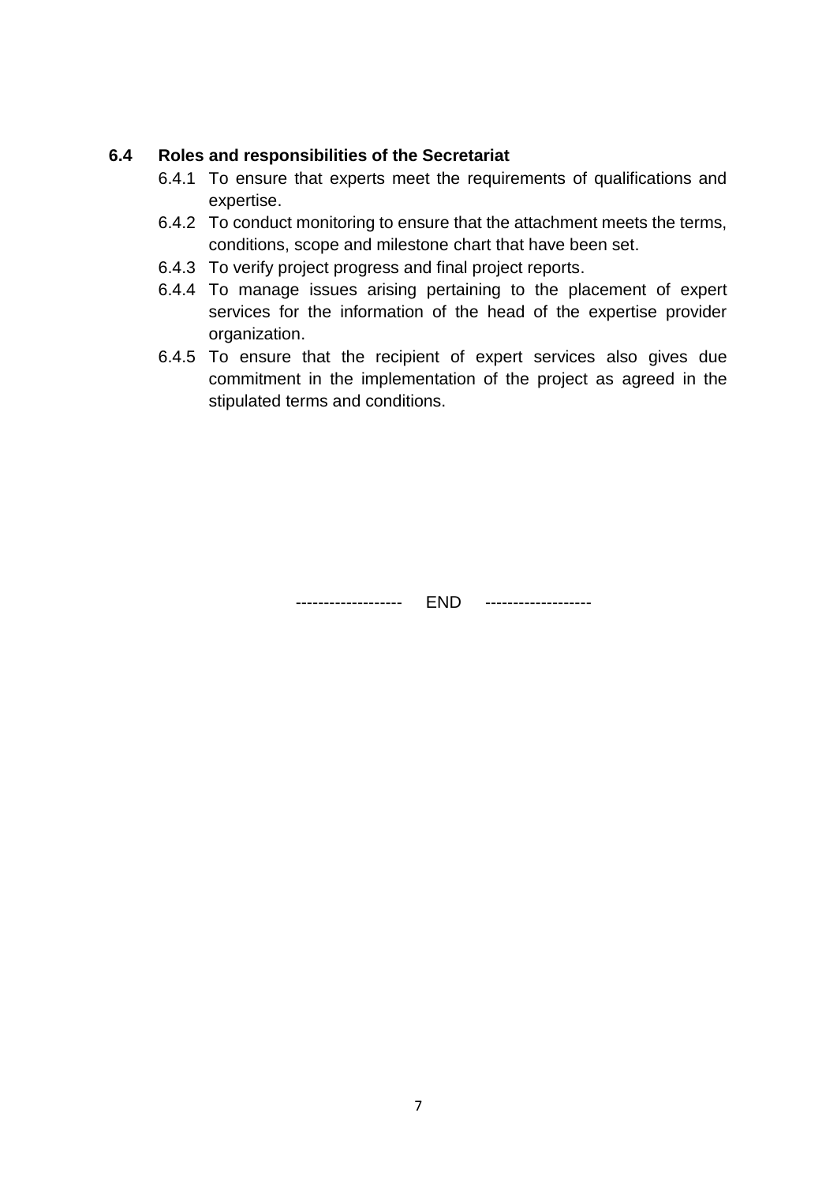### 6.4 Roles and responsibilities of the Secretariat

6.4.1 To ensure that experts meet the requirements of qualifications and expertise.

6.4.2 To conduct monitoring to ensure that the attachment meets the terms, conditions, scope and milestone chart that have been set.

6.4.3 To verify project progress and final project reports.

6.4.4 To manage issues arising pertaining to the placement of expert services for the information of the head of the expertise provider organization.

6.4.5 To ensure that the recipient of expert services also gives due commitment in the implementation of the project as agreed in the stipulated terms and conditions.

------------------- END -------------------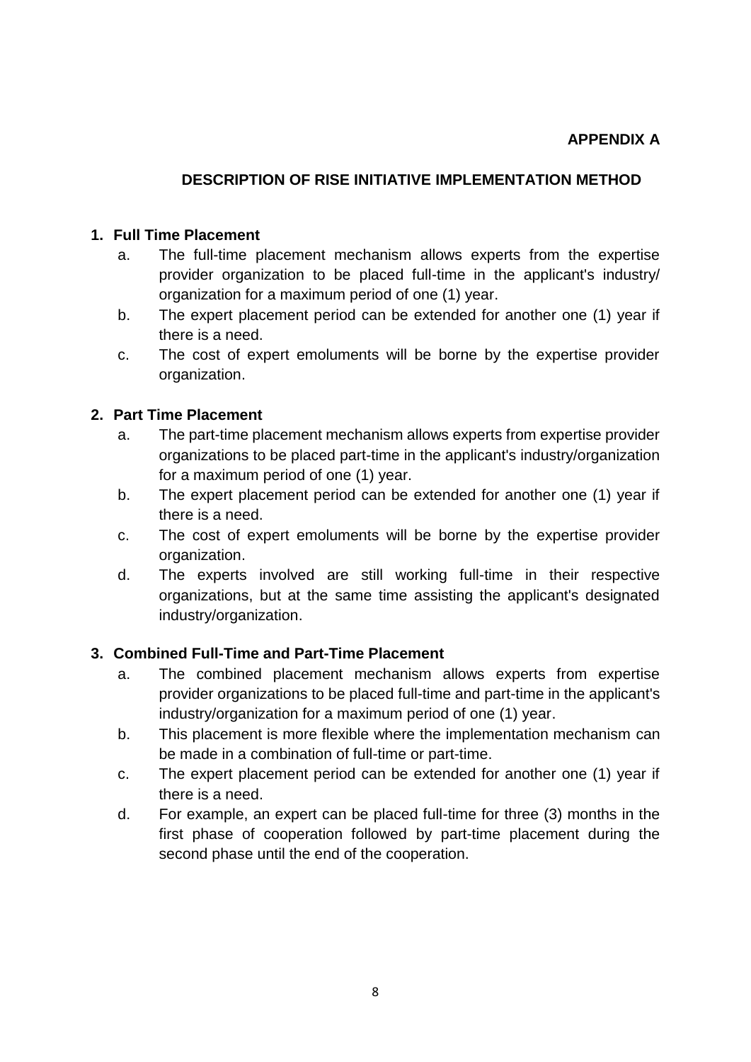**APPENDIX A**

## DESCRIPTION OF RISE INITIATIVE IMPLEMENTATION METHOD

### 1. Full Time Placement

a. The full-time placement mechanism allows experts from the expertise provider organization to be placed full-time in the applicant's industry/ organization for a maximum period of one (1) year.

b. The expert placement period can be extended for another one (1) year if there is a need.

c. The cost of expert emoluments will be borne by the expertise provider organization.

### 2. Part Time Placement

a. The part-time placement mechanism allows experts from expertise provider organizations to be placed part-time in the applicant's industry/organization for a maximum period of one (1) year.

b. The expert placement period can be extended for another one (1) year if there is a need.

c. The cost of expert emoluments will be borne by the expertise provider organization.

d. The experts involved are still working full-time in their respective organizations, but at the same time assisting the applicant's designated industry/organization.

### 3. Combined Full-Time and Part-Time Placement

a. The combined placement mechanism allows experts from expertise provider organizations to be placed full-time and part-time in the applicant's industry/organization for a maximum period of one (1) year.

b. This placement is more flexible where the implementation mechanism can be made in a combination of full-time or part-time.

c. The expert placement period can be extended for another one (1) year if there is a need.

d. For example, an expert can be placed full-time for three (3) months in the first phase of cooperation followed by part-time placement during the second phase until the end of the cooperation.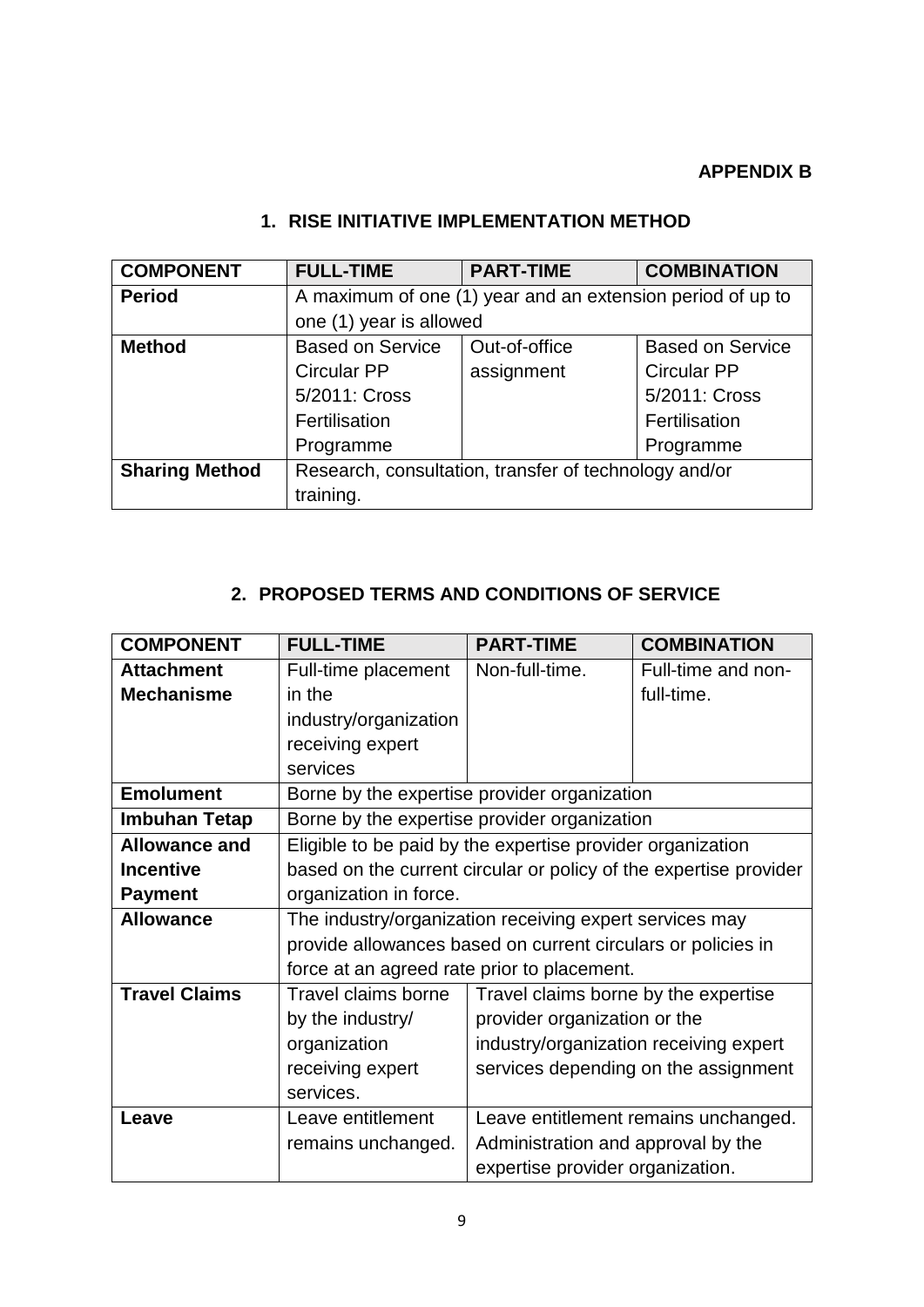**APPENDIX B**

## 1. RISE INITIATIVE IMPLEMENTATION METHOD

| COMPONENT | FULL-TIME | PART-TIME | COMBINATION |
|---|---|---|---|
| **Period** | A maximum of one (1) year and an extension period of up to one (1) year is allowed | | |
| **Method** | Based on Service Circular PP 5/2011: Cross Fertilisation Programme | Out-of-office assignment | Based on Service Circular PP 5/2011: Cross Fertilisation Programme |
| **Sharing Method** | Research, consultation, transfer of technology and/or training. | | |

## 2. PROPOSED TERMS AND CONDITIONS OF SERVICE

| COMPONENT | FULL-TIME | PART-TIME | COMBINATION |
|---|---|---|---|
| **Attachment Mechanisme** | Full-time placement in the industry/organization receiving expert services | Non-full-time. | Full-time and non-full-time. |
| **Emolument** | Borne by the expertise provider organization | | |
| **Imbuhan Tetap** | Borne by the expertise provider organization | | |
| **Allowance and Incentive Payment** | Eligible to be paid by the expertise provider organization based on the current circular or policy of the expertise provider organization in force. | | |
| **Allowance** | The industry/organization receiving expert services may provide allowances based on current circulars or policies in force at an agreed rate prior to placement. | | |
| **Travel Claims** | Travel claims borne by the industry/ organization receiving expert services. | Travel claims borne by the expertise provider organization or the industry/organization receiving expert services depending on the assignment | |
| **Leave** | Leave entitlement remains unchanged. | Leave entitlement remains unchanged. Administration and approval by the expertise provider organization. | |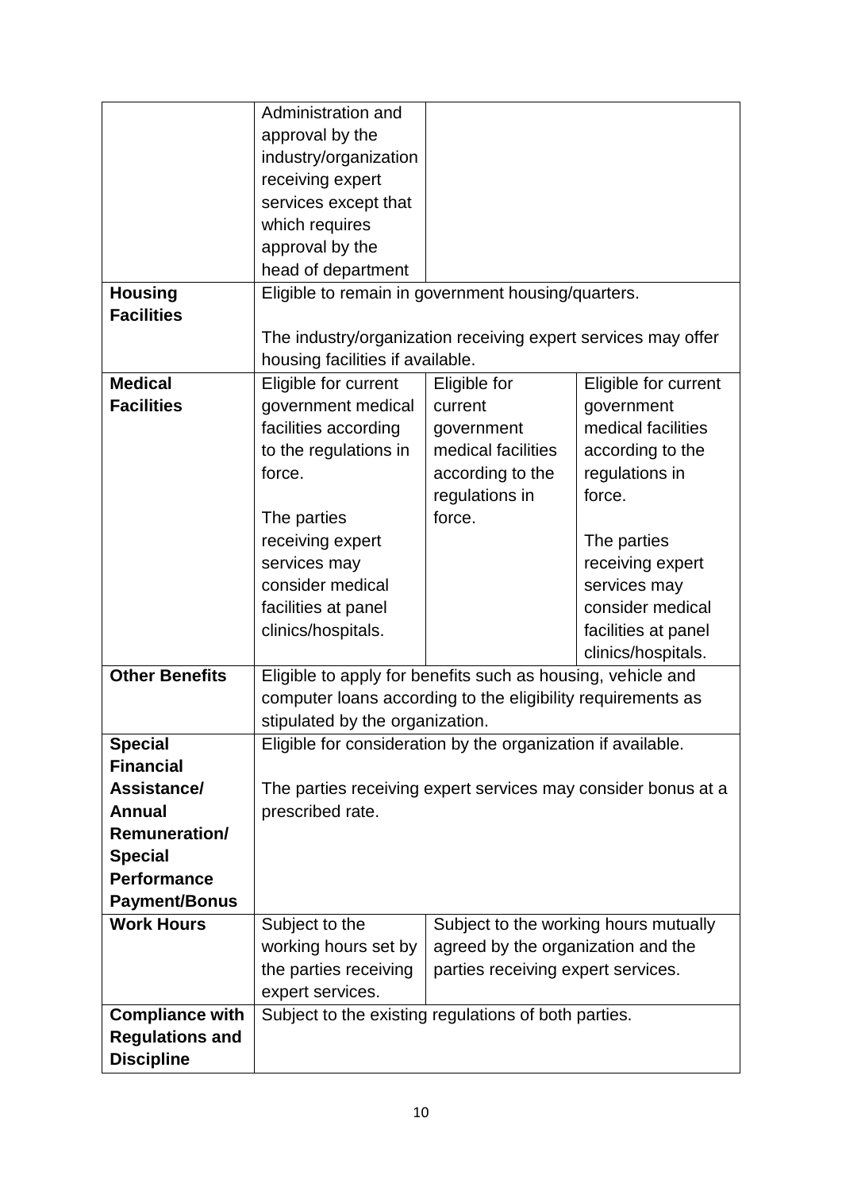| | | | |
|---|---|---|---|
| | Administration and approval by the industry/organization receiving expert services except that which requires approval by the head of department | | |
| **Housing Facilities** | Eligible to remain in government housing/quarters.<br><br>The industry/organization receiving expert services may offer housing facilities if available. | | |
| **Medical Facilities** | Eligible for current government medical facilities according to the regulations in force.<br><br>The parties receiving expert services may consider medical facilities at panel clinics/hospitals. | Eligible for current government medical facilities according to the regulations in force. | Eligible for current government medical facilities according to the regulations in force.<br><br>The parties receiving expert services may consider medical facilities at panel clinics/hospitals. |
| **Other Benefits** | Eligible to apply for benefits such as housing, vehicle and computer loans according to the eligibility requirements as stipulated by the organization. | | |
| **Special Financial Assistance/ Annual Remuneration/ Special Performance Payment/Bonus** | Eligible for consideration by the organization if available.<br><br>The parties receiving expert services may consider bonus at a prescribed rate. | | |
| **Work Hours** | Subject to the working hours set by the parties receiving expert services. | Subject to the working hours mutually agreed by the organization and the parties receiving expert services. | |
| **Compliance with Regulations and Discipline** | Subject to the existing regulations of both parties. | | |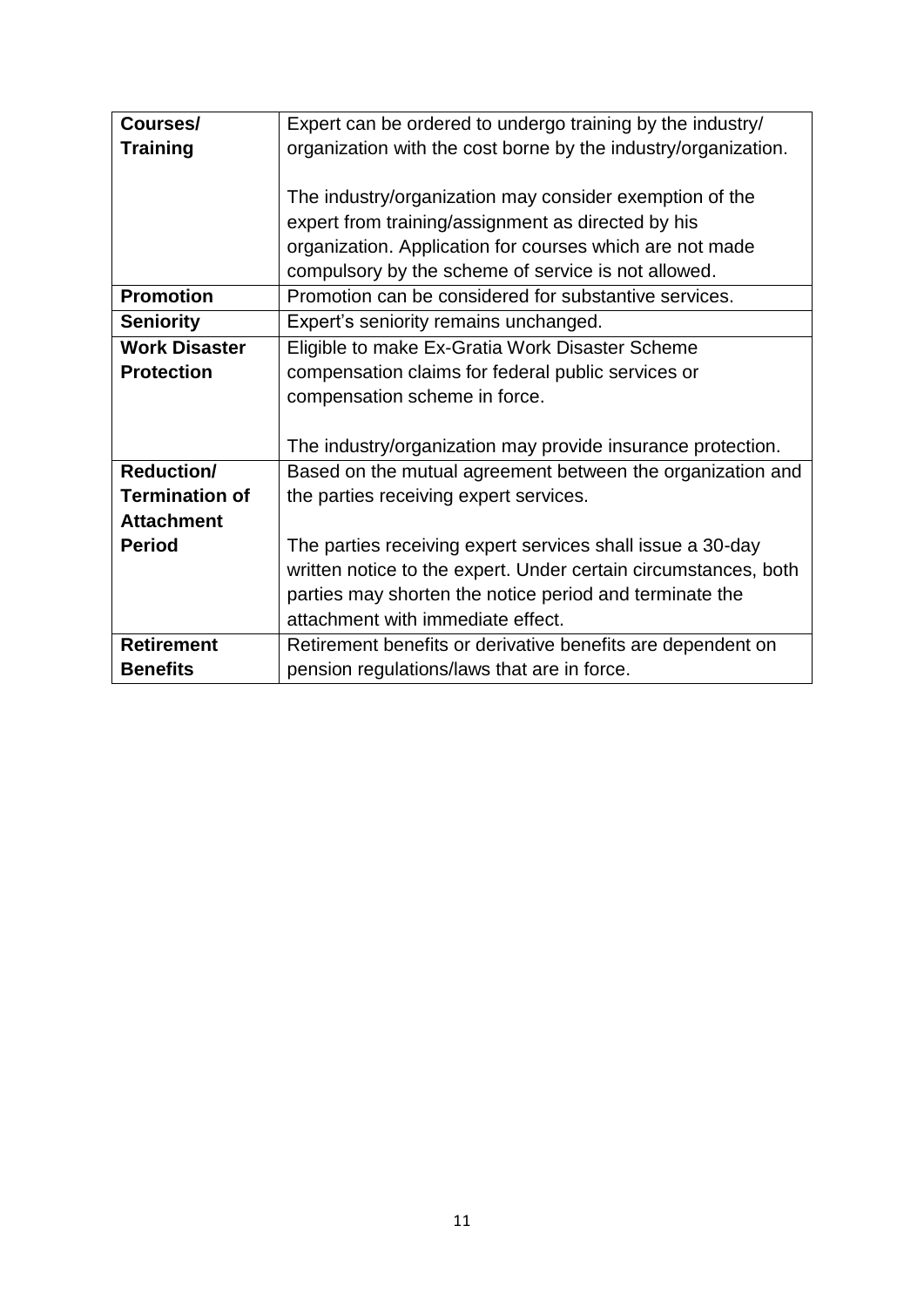| | |
|---|---|
| **Courses/ Training** | Expert can be ordered to undergo training by the industry/ organization with the cost borne by the industry/organization.<br><br>The industry/organization may consider exemption of the expert from training/assignment as directed by his organization. Application for courses which are not made compulsory by the scheme of service is not allowed. |
| **Promotion** | Promotion can be considered for substantive services. |
| **Seniority** | Expert's seniority remains unchanged. |
| **Work Disaster Protection** | Eligible to make Ex-Gratia Work Disaster Scheme compensation claims for federal public services or compensation scheme in force.<br><br>The industry/organization may provide insurance protection. |
| **Reduction/ Termination of Attachment Period** | Based on the mutual agreement between the organization and the parties receiving expert services.<br><br>The parties receiving expert services shall issue a 30-day written notice to the expert. Under certain circumstances, both parties may shorten the notice period and terminate the attachment with immediate effect. |
| **Retirement Benefits** | Retirement benefits or derivative benefits are dependent on pension regulations/laws that are in force. |